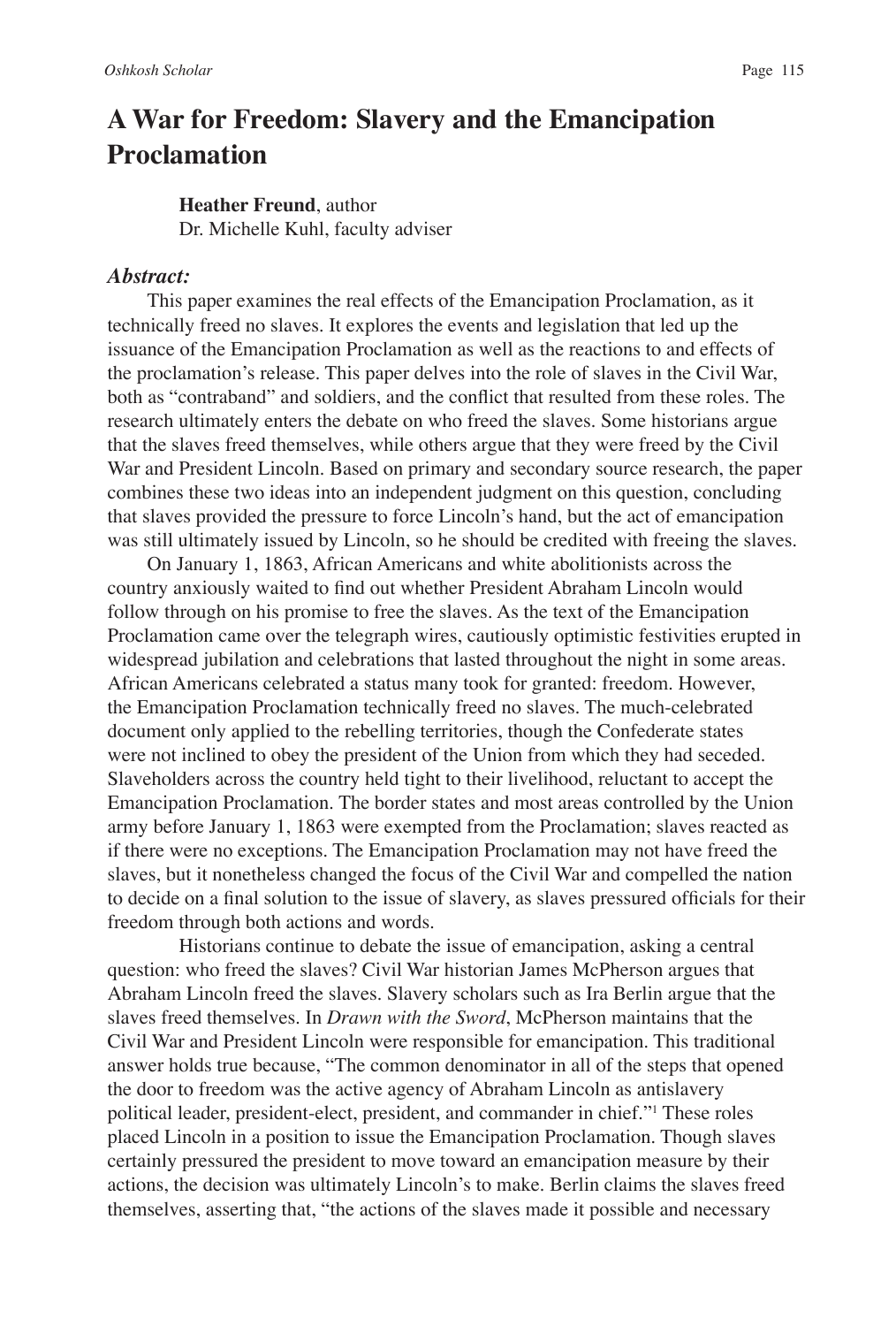# A War for Freedom: Slavery and the Emancipation Proclamation

**Heather Freund**, author
Dr. Michelle Kuhl, faculty adviser

### *Abstract:*

This paper examines the real effects of the Emancipation Proclamation, as it technically freed no slaves. It explores the events and legislation that led up the issuance of the Emancipation Proclamation as well as the reactions to and effects of the proclamation's release. This paper delves into the role of slaves in the Civil War, both as "contraband" and soldiers, and the conflict that resulted from these roles. The research ultimately enters the debate on who freed the slaves. Some historians argue that the slaves freed themselves, while others argue that they were freed by the Civil War and President Lincoln. Based on primary and secondary source research, the paper combines these two ideas into an independent judgment on this question, concluding that slaves provided the pressure to force Lincoln's hand, but the act of emancipation was still ultimately issued by Lincoln, so he should be credited with freeing the slaves.

On January 1, 1863, African Americans and white abolitionists across the country anxiously waited to find out whether President Abraham Lincoln would follow through on his promise to free the slaves. As the text of the Emancipation Proclamation came over the telegraph wires, cautiously optimistic festivities erupted in widespread jubilation and celebrations that lasted throughout the night in some areas. African Americans celebrated a status many took for granted: freedom. However, the Emancipation Proclamation technically freed no slaves. The much-celebrated document only applied to the rebelling territories, though the Confederate states were not inclined to obey the president of the Union from which they had seceded. Slaveholders across the country held tight to their livelihood, reluctant to accept the Emancipation Proclamation. The border states and most areas controlled by the Union army before January 1, 1863 were exempted from the Proclamation; slaves reacted as if there were no exceptions. The Emancipation Proclamation may not have freed the slaves, but it nonetheless changed the focus of the Civil War and compelled the nation to decide on a final solution to the issue of slavery, as slaves pressured officials for their freedom through both actions and words.

Historians continue to debate the issue of emancipation, asking a central question: who freed the slaves? Civil War historian James McPherson argues that Abraham Lincoln freed the slaves. Slavery scholars such as Ira Berlin argue that the slaves freed themselves. In *Drawn with the Sword*, McPherson maintains that the Civil War and President Lincoln were responsible for emancipation. This traditional answer holds true because, "The common denominator in all of the steps that opened the door to freedom was the active agency of Abraham Lincoln as antislavery political leader, president-elect, president, and commander in chief."[1] These roles placed Lincoln in a position to issue the Emancipation Proclamation. Though slaves certainly pressured the president to move toward an emancipation measure by their actions, the decision was ultimately Lincoln's to make. Berlin claims the slaves freed themselves, asserting that, "the actions of the slaves made it possible and necessary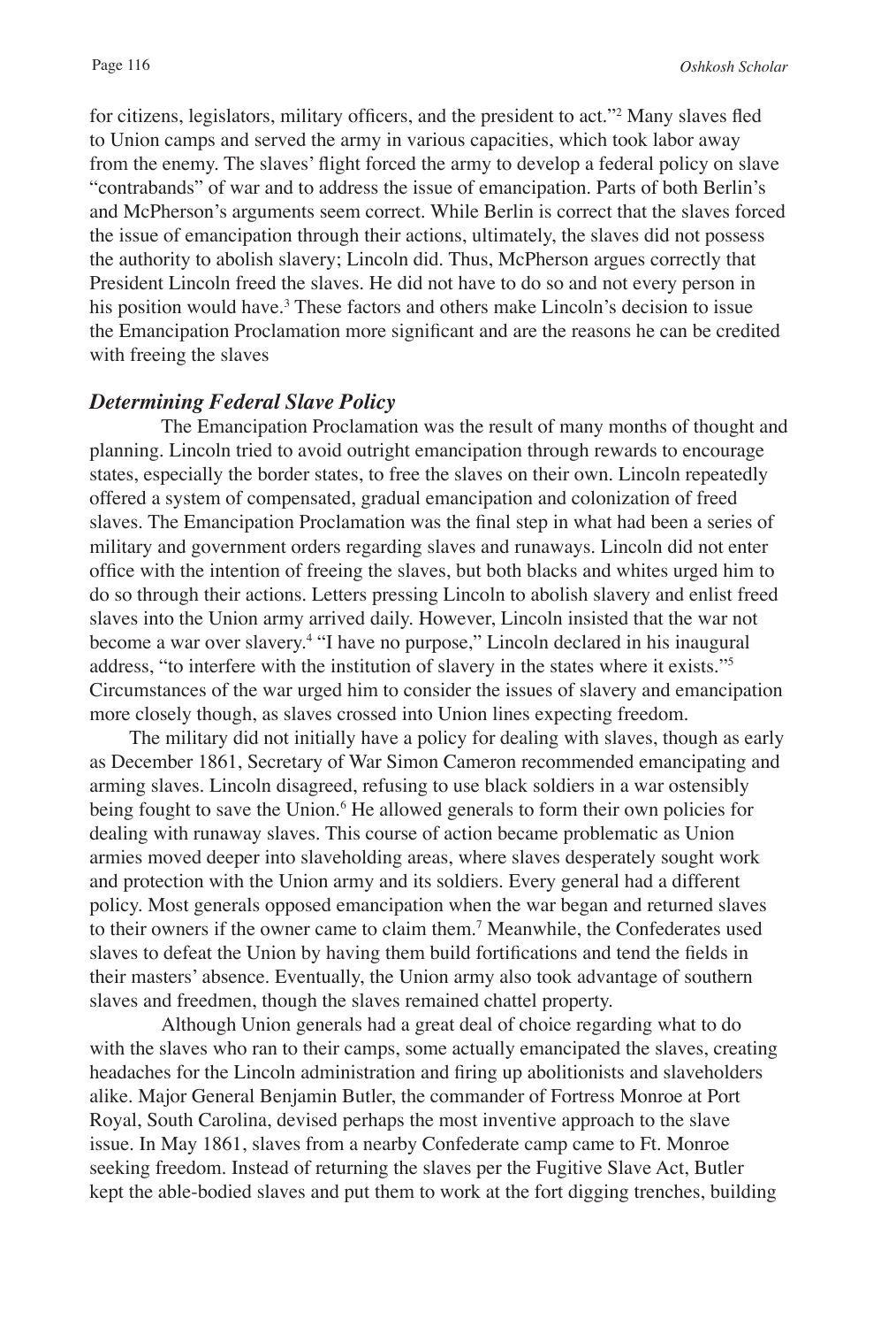for citizens, legislators, military officers, and the president to act."[2] Many slaves fled to Union camps and served the army in various capacities, which took labor away from the enemy. The slaves' flight forced the army to develop a federal policy on slave "contrabands" of war and to address the issue of emancipation. Parts of both Berlin's and McPherson's arguments seem correct. While Berlin is correct that the slaves forced the issue of emancipation through their actions, ultimately, the slaves did not possess the authority to abolish slavery; Lincoln did. Thus, McPherson argues correctly that President Lincoln freed the slaves. He did not have to do so and not every person in his position would have.[3] These factors and others make Lincoln's decision to issue the Emancipation Proclamation more significant and are the reasons he can be credited with freeing the slaves

### *Determining Federal Slave Policy*

The Emancipation Proclamation was the result of many months of thought and planning. Lincoln tried to avoid outright emancipation through rewards to encourage states, especially the border states, to free the slaves on their own. Lincoln repeatedly offered a system of compensated, gradual emancipation and colonization of freed slaves. The Emancipation Proclamation was the final step in what had been a series of military and government orders regarding slaves and runaways. Lincoln did not enter office with the intention of freeing the slaves, but both blacks and whites urged him to do so through their actions. Letters pressing Lincoln to abolish slavery and enlist freed slaves into the Union army arrived daily. However, Lincoln insisted that the war not become a war over slavery.[4] "I have no purpose," Lincoln declared in his inaugural address, "to interfere with the institution of slavery in the states where it exists."[5] Circumstances of the war urged him to consider the issues of slavery and emancipation more closely though, as slaves crossed into Union lines expecting freedom.

The military did not initially have a policy for dealing with slaves, though as early as December 1861, Secretary of War Simon Cameron recommended emancipating and arming slaves. Lincoln disagreed, refusing to use black soldiers in a war ostensibly being fought to save the Union.[6] He allowed generals to form their own policies for dealing with runaway slaves. This course of action became problematic as Union armies moved deeper into slaveholding areas, where slaves desperately sought work and protection with the Union army and its soldiers. Every general had a different policy. Most generals opposed emancipation when the war began and returned slaves to their owners if the owner came to claim them.[7] Meanwhile, the Confederates used slaves to defeat the Union by having them build fortifications and tend the fields in their masters' absence. Eventually, the Union army also took advantage of southern slaves and freedmen, though the slaves remained chattel property.

Although Union generals had a great deal of choice regarding what to do with the slaves who ran to their camps, some actually emancipated the slaves, creating headaches for the Lincoln administration and firing up abolitionists and slaveholders alike. Major General Benjamin Butler, the commander of Fortress Monroe at Port Royal, South Carolina, devised perhaps the most inventive approach to the slave issue. In May 1861, slaves from a nearby Confederate camp came to Ft. Monroe seeking freedom. Instead of returning the slaves per the Fugitive Slave Act, Butler kept the able-bodied slaves and put them to work at the fort digging trenches, building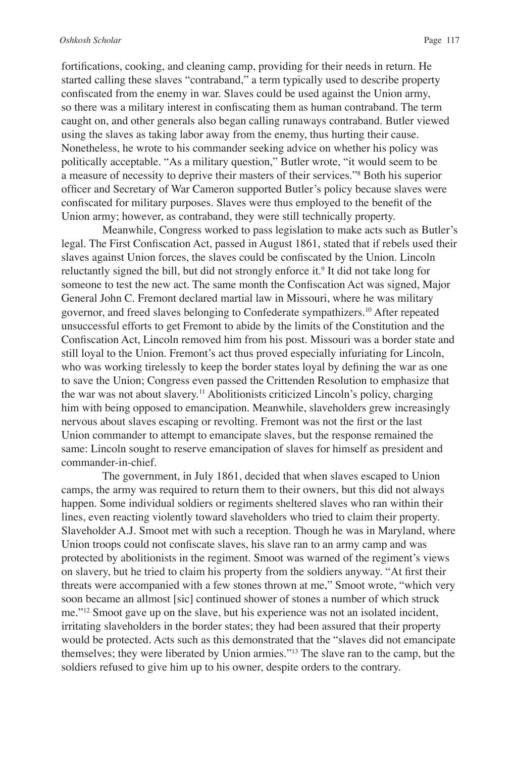fortifications, cooking, and cleaning camp, providing for their needs in return. He started calling these slaves "contraband," a term typically used to describe property confiscated from the enemy in war. Slaves could be used against the Union army, so there was a military interest in confiscating them as human contraband. The term caught on, and other generals also began calling runaways contraband. Butler viewed using the slaves as taking labor away from the enemy, thus hurting their cause. Nonetheless, he wrote to his commander seeking advice on whether his policy was politically acceptable. "As a military question," Butler wrote, "it would seem to be a measure of necessity to deprive their masters of their services."[8] Both his superior officer and Secretary of War Cameron supported Butler's policy because slaves were confiscated for military purposes. Slaves were thus employed to the benefit of the Union army; however, as contraband, they were still technically property.

Meanwhile, Congress worked to pass legislation to make acts such as Butler's legal. The First Confiscation Act, passed in August 1861, stated that if rebels used their slaves against Union forces, the slaves could be confiscated by the Union. Lincoln reluctantly signed the bill, but did not strongly enforce it.[9] It did not take long for someone to test the new act. The same month the Confiscation Act was signed, Major General John C. Fremont declared martial law in Missouri, where he was military governor, and freed slaves belonging to Confederate sympathizers.[10] After repeated unsuccessful efforts to get Fremont to abide by the limits of the Constitution and the Confiscation Act, Lincoln removed him from his post. Missouri was a border state and still loyal to the Union. Fremont's act thus proved especially infuriating for Lincoln, who was working tirelessly to keep the border states loyal by defining the war as one to save the Union; Congress even passed the Crittenden Resolution to emphasize that the war was not about slavery.[11] Abolitionists criticized Lincoln's policy, charging him with being opposed to emancipation. Meanwhile, slaveholders grew increasingly nervous about slaves escaping or revolting. Fremont was not the first or the last Union commander to attempt to emancipate slaves, but the response remained the same: Lincoln sought to reserve emancipation of slaves for himself as president and commander-in-chief.

The government, in July 1861, decided that when slaves escaped to Union camps, the army was required to return them to their owners, but this did not always happen. Some individual soldiers or regiments sheltered slaves who ran within their lines, even reacting violently toward slaveholders who tried to claim their property. Slaveholder A.J. Smoot met with such a reception. Though he was in Maryland, where Union troops could not confiscate slaves, his slave ran to an army camp and was protected by abolitionists in the regiment. Smoot was warned of the regiment's views on slavery, but he tried to claim his property from the soldiers anyway. "At first their threats were accompanied with a few stones thrown at me," Smoot wrote, "which very soon became an allmost [sic] continued shower of stones a number of which struck me."[12] Smoot gave up on the slave, but his experience was not an isolated incident, irritating slaveholders in the border states; they had been assured that their property would be protected. Acts such as this demonstrated that the "slaves did not emancipate themselves; they were liberated by Union armies."[13] The slave ran to the camp, but the soldiers refused to give him up to his owner, despite orders to the contrary.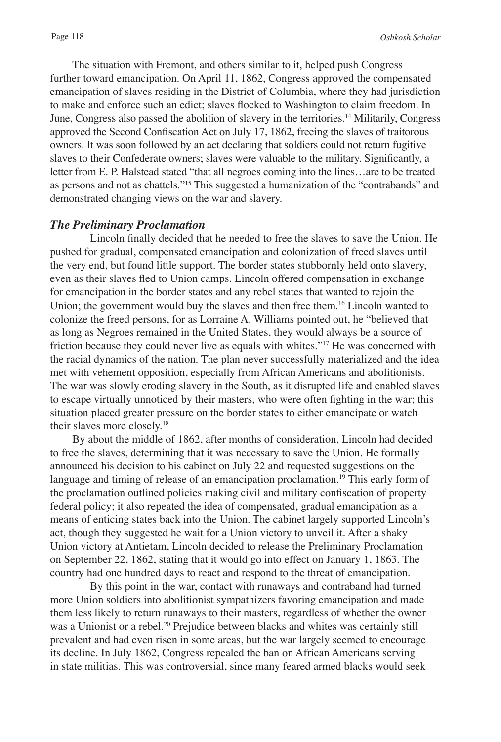The situation with Fremont, and others similar to it, helped push Congress further toward emancipation. On April 11, 1862, Congress approved the compensated emancipation of slaves residing in the District of Columbia, where they had jurisdiction to make and enforce such an edict; slaves flocked to Washington to claim freedom. In June, Congress also passed the abolition of slavery in the territories.[14] Militarily, Congress approved the Second Confiscation Act on July 17, 1862, freeing the slaves of traitorous owners. It was soon followed by an act declaring that soldiers could not return fugitive slaves to their Confederate owners; slaves were valuable to the military. Significantly, a letter from E. P. Halstead stated "that all negroes coming into the lines…are to be treated as persons and not as chattels."[15] This suggested a humanization of the "contrabands" and demonstrated changing views on the war and slavery.

### *The Preliminary Proclamation*

Lincoln finally decided that he needed to free the slaves to save the Union. He pushed for gradual, compensated emancipation and colonization of freed slaves until the very end, but found little support. The border states stubbornly held onto slavery, even as their slaves fled to Union camps. Lincoln offered compensation in exchange for emancipation in the border states and any rebel states that wanted to rejoin the Union; the government would buy the slaves and then free them.[16] Lincoln wanted to colonize the freed persons, for as Lorraine A. Williams pointed out, he "believed that as long as Negroes remained in the United States, they would always be a source of friction because they could never live as equals with whites."[17] He was concerned with the racial dynamics of the nation. The plan never successfully materialized and the idea met with vehement opposition, especially from African Americans and abolitionists. The war was slowly eroding slavery in the South, as it disrupted life and enabled slaves to escape virtually unnoticed by their masters, who were often fighting in the war; this situation placed greater pressure on the border states to either emancipate or watch their slaves more closely.[18]

By about the middle of 1862, after months of consideration, Lincoln had decided to free the slaves, determining that it was necessary to save the Union. He formally announced his decision to his cabinet on July 22 and requested suggestions on the language and timing of release of an emancipation proclamation.[19] This early form of the proclamation outlined policies making civil and military confiscation of property federal policy; it also repeated the idea of compensated, gradual emancipation as a means of enticing states back into the Union. The cabinet largely supported Lincoln's act, though they suggested he wait for a Union victory to unveil it. After a shaky Union victory at Antietam, Lincoln decided to release the Preliminary Proclamation on September 22, 1862, stating that it would go into effect on January 1, 1863. The country had one hundred days to react and respond to the threat of emancipation.

By this point in the war, contact with runaways and contraband had turned more Union soldiers into abolitionist sympathizers favoring emancipation and made them less likely to return runaways to their masters, regardless of whether the owner was a Unionist or a rebel.[20] Prejudice between blacks and whites was certainly still prevalent and had even risen in some areas, but the war largely seemed to encourage its decline. In July 1862, Congress repealed the ban on African Americans serving in state militias. This was controversial, since many feared armed blacks would seek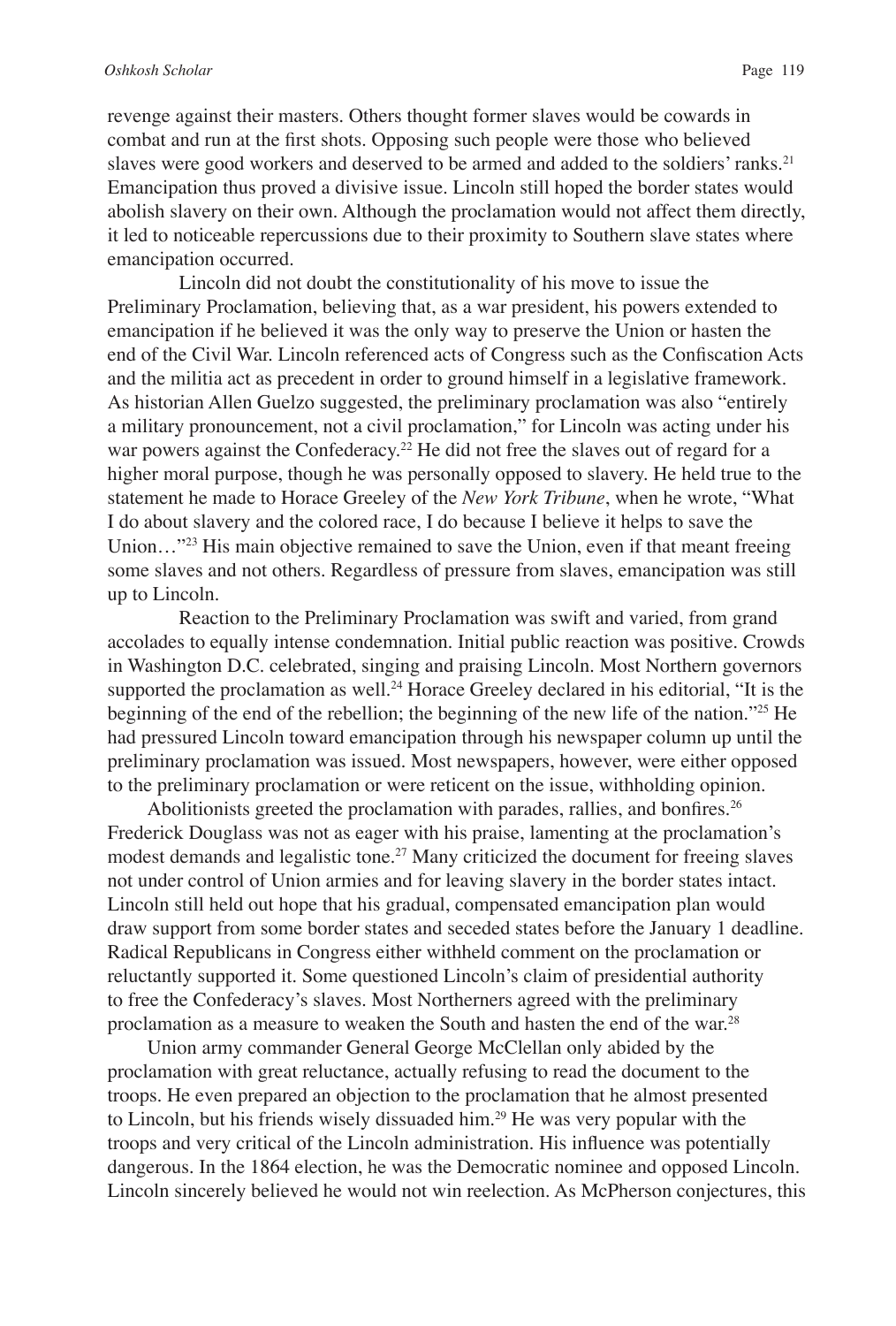revenge against their masters. Others thought former slaves would be cowards in combat and run at the first shots. Opposing such people were those who believed slaves were good workers and deserved to be armed and added to the soldiers' ranks.[21] Emancipation thus proved a divisive issue. Lincoln still hoped the border states would abolish slavery on their own. Although the proclamation would not affect them directly, it led to noticeable repercussions due to their proximity to Southern slave states where emancipation occurred.

Lincoln did not doubt the constitutionality of his move to issue the Preliminary Proclamation, believing that, as a war president, his powers extended to emancipation if he believed it was the only way to preserve the Union or hasten the end of the Civil War. Lincoln referenced acts of Congress such as the Confiscation Acts and the militia act as precedent in order to ground himself in a legislative framework. As historian Allen Guelzo suggested, the preliminary proclamation was also "entirely a military pronouncement, not a civil proclamation," for Lincoln was acting under his war powers against the Confederacy.[22] He did not free the slaves out of regard for a higher moral purpose, though he was personally opposed to slavery. He held true to the statement he made to Horace Greeley of the *New York Tribune*, when he wrote, "What I do about slavery and the colored race, I do because I believe it helps to save the Union…"[23] His main objective remained to save the Union, even if that meant freeing some slaves and not others. Regardless of pressure from slaves, emancipation was still up to Lincoln.

Reaction to the Preliminary Proclamation was swift and varied, from grand accolades to equally intense condemnation. Initial public reaction was positive. Crowds in Washington D.C. celebrated, singing and praising Lincoln. Most Northern governors supported the proclamation as well.[24] Horace Greeley declared in his editorial, "It is the beginning of the end of the rebellion; the beginning of the new life of the nation."[25] He had pressured Lincoln toward emancipation through his newspaper column up until the preliminary proclamation was issued. Most newspapers, however, were either opposed to the preliminary proclamation or were reticent on the issue, withholding opinion.

Abolitionists greeted the proclamation with parades, rallies, and bonfires.[26] Frederick Douglass was not as eager with his praise, lamenting at the proclamation's modest demands and legalistic tone.[27] Many criticized the document for freeing slaves not under control of Union armies and for leaving slavery in the border states intact. Lincoln still held out hope that his gradual, compensated emancipation plan would draw support from some border states and seceded states before the January 1 deadline. Radical Republicans in Congress either withheld comment on the proclamation or reluctantly supported it. Some questioned Lincoln's claim of presidential authority to free the Confederacy's slaves. Most Northerners agreed with the preliminary proclamation as a measure to weaken the South and hasten the end of the war.[28]

Union army commander General George McClellan only abided by the proclamation with great reluctance, actually refusing to read the document to the troops. He even prepared an objection to the proclamation that he almost presented to Lincoln, but his friends wisely dissuaded him.[29] He was very popular with the troops and very critical of the Lincoln administration. His influence was potentially dangerous. In the 1864 election, he was the Democratic nominee and opposed Lincoln. Lincoln sincerely believed he would not win reelection. As McPherson conjectures, this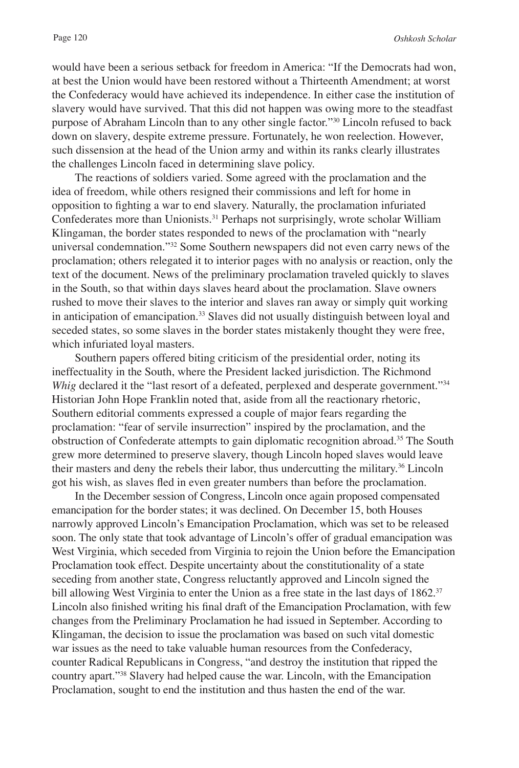would have been a serious setback for freedom in America: "If the Democrats had won, at best the Union would have been restored without a Thirteenth Amendment; at worst the Confederacy would have achieved its independence. In either case the institution of slavery would have survived. That this did not happen was owing more to the steadfast purpose of Abraham Lincoln than to any other single factor."[30] Lincoln refused to back down on slavery, despite extreme pressure. Fortunately, he won reelection. However, such dissension at the head of the Union army and within its ranks clearly illustrates the challenges Lincoln faced in determining slave policy.

The reactions of soldiers varied. Some agreed with the proclamation and the idea of freedom, while others resigned their commissions and left for home in opposition to fighting a war to end slavery. Naturally, the proclamation infuriated Confederates more than Unionists.[31] Perhaps not surprisingly, wrote scholar William Klingaman, the border states responded to news of the proclamation with "nearly universal condemnation."[32] Some Southern newspapers did not even carry news of the proclamation; others relegated it to interior pages with no analysis or reaction, only the text of the document. News of the preliminary proclamation traveled quickly to slaves in the South, so that within days slaves heard about the proclamation. Slave owners rushed to move their slaves to the interior and slaves ran away or simply quit working in anticipation of emancipation.[33] Slaves did not usually distinguish between loyal and seceded states, so some slaves in the border states mistakenly thought they were free, which infuriated loyal masters.

Southern papers offered biting criticism of the presidential order, noting its ineffectuality in the South, where the President lacked jurisdiction. The Richmond *Whig* declared it the "last resort of a defeated, perplexed and desperate government."[34] Historian John Hope Franklin noted that, aside from all the reactionary rhetoric, Southern editorial comments expressed a couple of major fears regarding the proclamation: "fear of servile insurrection" inspired by the proclamation, and the obstruction of Confederate attempts to gain diplomatic recognition abroad.[35] The South grew more determined to preserve slavery, though Lincoln hoped slaves would leave their masters and deny the rebels their labor, thus undercutting the military.[36] Lincoln got his wish, as slaves fled in even greater numbers than before the proclamation.

In the December session of Congress, Lincoln once again proposed compensated emancipation for the border states; it was declined. On December 15, both Houses narrowly approved Lincoln's Emancipation Proclamation, which was set to be released soon. The only state that took advantage of Lincoln's offer of gradual emancipation was West Virginia, which seceded from Virginia to rejoin the Union before the Emancipation Proclamation took effect. Despite uncertainty about the constitutionality of a state seceding from another state, Congress reluctantly approved and Lincoln signed the bill allowing West Virginia to enter the Union as a free state in the last days of 1862.[37] Lincoln also finished writing his final draft of the Emancipation Proclamation, with few changes from the Preliminary Proclamation he had issued in September. According to Klingaman, the decision to issue the proclamation was based on such vital domestic war issues as the need to take valuable human resources from the Confederacy, counter Radical Republicans in Congress, "and destroy the institution that ripped the country apart."[38] Slavery had helped cause the war. Lincoln, with the Emancipation Proclamation, sought to end the institution and thus hasten the end of the war.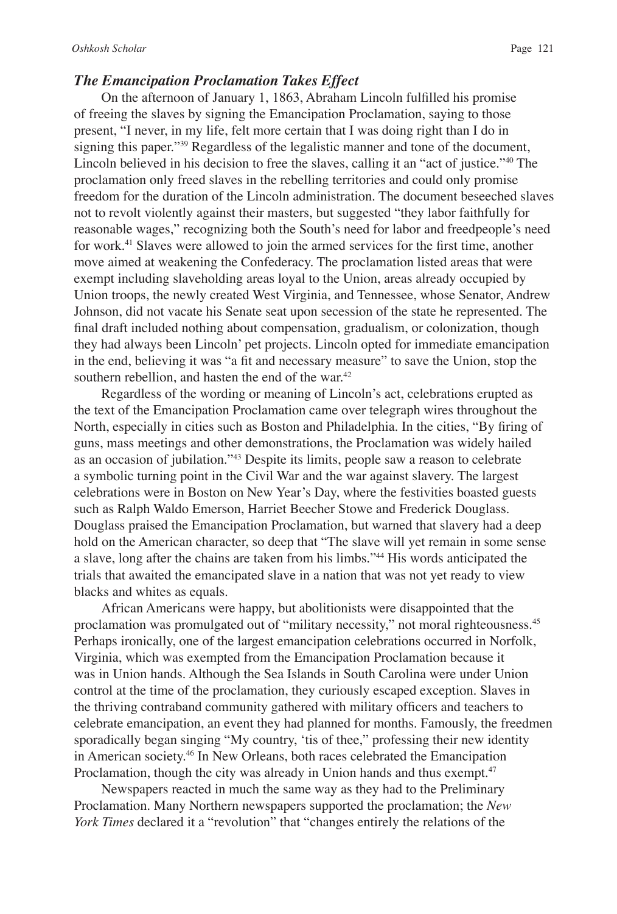### *The Emancipation Proclamation Takes Effect*

On the afternoon of January 1, 1863, Abraham Lincoln fulfilled his promise of freeing the slaves by signing the Emancipation Proclamation, saying to those present, "I never, in my life, felt more certain that I was doing right than I do in signing this paper."[39] Regardless of the legalistic manner and tone of the document, Lincoln believed in his decision to free the slaves, calling it an "act of justice."[40] The proclamation only freed slaves in the rebelling territories and could only promise freedom for the duration of the Lincoln administration. The document beseeched slaves not to revolt violently against their masters, but suggested "they labor faithfully for reasonable wages," recognizing both the South's need for labor and freedpeople's need for work.[41] Slaves were allowed to join the armed services for the first time, another move aimed at weakening the Confederacy. The proclamation listed areas that were exempt including slaveholding areas loyal to the Union, areas already occupied by Union troops, the newly created West Virginia, and Tennessee, whose Senator, Andrew Johnson, did not vacate his Senate seat upon secession of the state he represented. The final draft included nothing about compensation, gradualism, or colonization, though they had always been Lincoln' pet projects. Lincoln opted for immediate emancipation in the end, believing it was "a fit and necessary measure" to save the Union, stop the southern rebellion, and hasten the end of the war.[42]

Regardless of the wording or meaning of Lincoln's act, celebrations erupted as the text of the Emancipation Proclamation came over telegraph wires throughout the North, especially in cities such as Boston and Philadelphia. In the cities, "By firing of guns, mass meetings and other demonstrations, the Proclamation was widely hailed as an occasion of jubilation."[43] Despite its limits, people saw a reason to celebrate a symbolic turning point in the Civil War and the war against slavery. The largest celebrations were in Boston on New Year's Day, where the festivities boasted guests such as Ralph Waldo Emerson, Harriet Beecher Stowe and Frederick Douglass. Douglass praised the Emancipation Proclamation, but warned that slavery had a deep hold on the American character, so deep that "The slave will yet remain in some sense a slave, long after the chains are taken from his limbs."[44] His words anticipated the trials that awaited the emancipated slave in a nation that was not yet ready to view blacks and whites as equals.

African Americans were happy, but abolitionists were disappointed that the proclamation was promulgated out of "military necessity," not moral righteousness.[45] Perhaps ironically, one of the largest emancipation celebrations occurred in Norfolk, Virginia, which was exempted from the Emancipation Proclamation because it was in Union hands. Although the Sea Islands in South Carolina were under Union control at the time of the proclamation, they curiously escaped exception. Slaves in the thriving contraband community gathered with military officers and teachers to celebrate emancipation, an event they had planned for months. Famously, the freedmen sporadically began singing "My country, 'tis of thee," professing their new identity in American society.[46] In New Orleans, both races celebrated the Emancipation Proclamation, though the city was already in Union hands and thus exempt.[47]

Newspapers reacted in much the same way as they had to the Preliminary Proclamation. Many Northern newspapers supported the proclamation; the *New York Times* declared it a "revolution" that "changes entirely the relations of the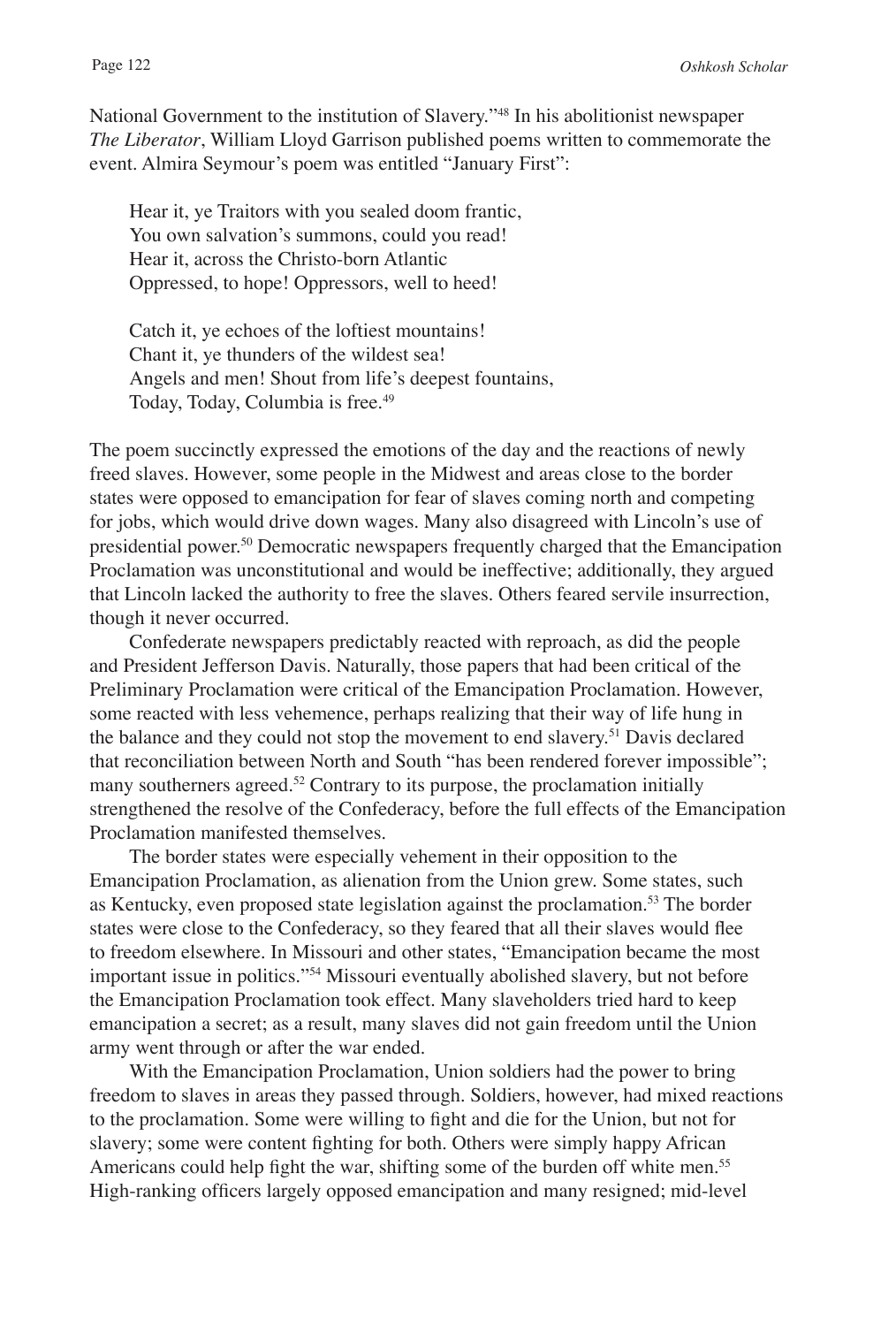National Government to the institution of Slavery."[48] In his abolitionist newspaper *The Liberator*, William Lloyd Garrison published poems written to commemorate the event. Almira Seymour's poem was entitled "January First":

> Hear it, ye Traitors with you sealed doom frantic,
> You own salvation's summons, could you read!
> Hear it, across the Christo-born Atlantic
> Oppressed, to hope! Oppressors, well to heed!
>
> Catch it, ye echoes of the loftiest mountains!
> Chant it, ye thunders of the wildest sea!
> Angels and men! Shout from life's deepest fountains,
> Today, Today, Columbia is free.[49]

The poem succinctly expressed the emotions of the day and the reactions of newly freed slaves. However, some people in the Midwest and areas close to the border states were opposed to emancipation for fear of slaves coming north and competing for jobs, which would drive down wages. Many also disagreed with Lincoln's use of presidential power.[50] Democratic newspapers frequently charged that the Emancipation Proclamation was unconstitutional and would be ineffective; additionally, they argued that Lincoln lacked the authority to free the slaves. Others feared servile insurrection, though it never occurred.

Confederate newspapers predictably reacted with reproach, as did the people and President Jefferson Davis. Naturally, those papers that had been critical of the Preliminary Proclamation were critical of the Emancipation Proclamation. However, some reacted with less vehemence, perhaps realizing that their way of life hung in the balance and they could not stop the movement to end slavery.[51] Davis declared that reconciliation between North and South "has been rendered forever impossible"; many southerners agreed.[52] Contrary to its purpose, the proclamation initially strengthened the resolve of the Confederacy, before the full effects of the Emancipation Proclamation manifested themselves.

The border states were especially vehement in their opposition to the Emancipation Proclamation, as alienation from the Union grew. Some states, such as Kentucky, even proposed state legislation against the proclamation.[53] The border states were close to the Confederacy, so they feared that all their slaves would flee to freedom elsewhere. In Missouri and other states, "Emancipation became the most important issue in politics."[54] Missouri eventually abolished slavery, but not before the Emancipation Proclamation took effect. Many slaveholders tried hard to keep emancipation a secret; as a result, many slaves did not gain freedom until the Union army went through or after the war ended.

With the Emancipation Proclamation, Union soldiers had the power to bring freedom to slaves in areas they passed through. Soldiers, however, had mixed reactions to the proclamation. Some were willing to fight and die for the Union, but not for slavery; some were content fighting for both. Others were simply happy African Americans could help fight the war, shifting some of the burden off white men.[55] High-ranking officers largely opposed emancipation and many resigned; mid-level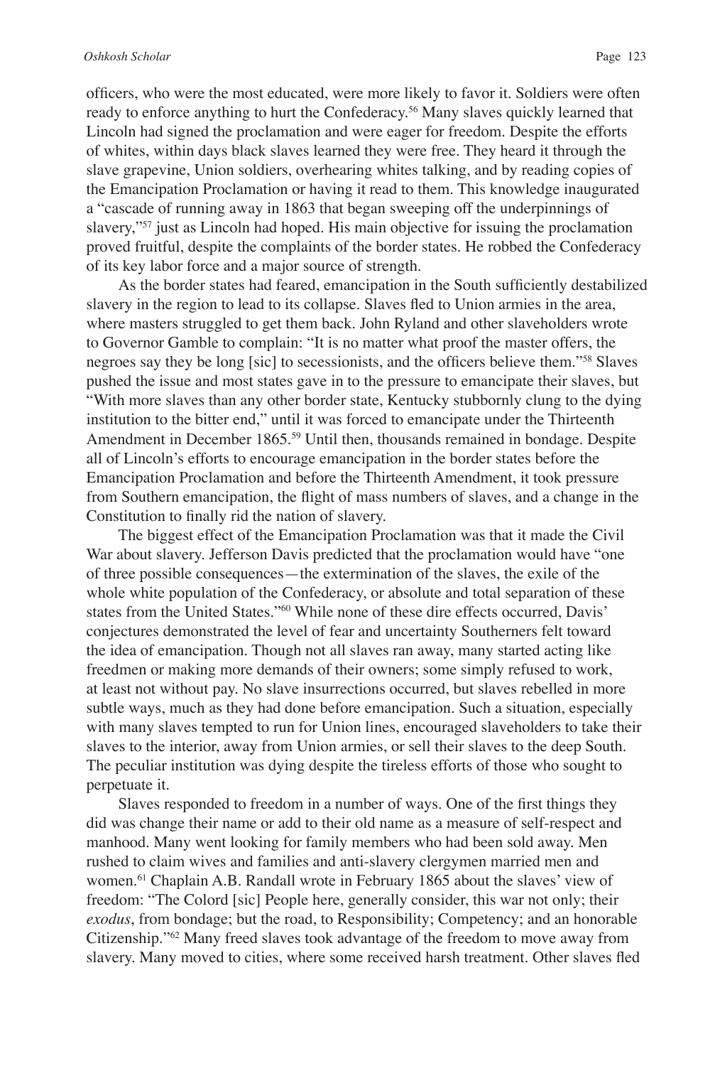officers, who were the most educated, were more likely to favor it. Soldiers were often ready to enforce anything to hurt the Confederacy.[56] Many slaves quickly learned that Lincoln had signed the proclamation and were eager for freedom. Despite the efforts of whites, within days black slaves learned they were free. They heard it through the slave grapevine, Union soldiers, overhearing whites talking, and by reading copies of the Emancipation Proclamation or having it read to them. This knowledge inaugurated a "cascade of running away in 1863 that began sweeping off the underpinnings of slavery,"[57] just as Lincoln had hoped. His main objective for issuing the proclamation proved fruitful, despite the complaints of the border states. He robbed the Confederacy of its key labor force and a major source of strength.

As the border states had feared, emancipation in the South sufficiently destabilized slavery in the region to lead to its collapse. Slaves fled to Union armies in the area, where masters struggled to get them back. John Ryland and other slaveholders wrote to Governor Gamble to complain: "It is no matter what proof the master offers, the negroes say they be long [sic] to secessionists, and the officers believe them."[58] Slaves pushed the issue and most states gave in to the pressure to emancipate their slaves, but "With more slaves than any other border state, Kentucky stubbornly clung to the dying institution to the bitter end," until it was forced to emancipate under the Thirteenth Amendment in December 1865.[59] Until then, thousands remained in bondage. Despite all of Lincoln's efforts to encourage emancipation in the border states before the Emancipation Proclamation and before the Thirteenth Amendment, it took pressure from Southern emancipation, the flight of mass numbers of slaves, and a change in the Constitution to finally rid the nation of slavery.

The biggest effect of the Emancipation Proclamation was that it made the Civil War about slavery. Jefferson Davis predicted that the proclamation would have "one of three possible consequences—the extermination of the slaves, the exile of the whole white population of the Confederacy, or absolute and total separation of these states from the United States."[60] While none of these dire effects occurred, Davis' conjectures demonstrated the level of fear and uncertainty Southerners felt toward the idea of emancipation. Though not all slaves ran away, many started acting like freedmen or making more demands of their owners; some simply refused to work, at least not without pay. No slave insurrections occurred, but slaves rebelled in more subtle ways, much as they had done before emancipation. Such a situation, especially with many slaves tempted to run for Union lines, encouraged slaveholders to take their slaves to the interior, away from Union armies, or sell their slaves to the deep South. The peculiar institution was dying despite the tireless efforts of those who sought to perpetuate it.

Slaves responded to freedom in a number of ways. One of the first things they did was change their name or add to their old name as a measure of self-respect and manhood. Many went looking for family members who had been sold away. Men rushed to claim wives and families and anti-slavery clergymen married men and women.[61] Chaplain A.B. Randall wrote in February 1865 about the slaves' view of freedom: "The Colord [sic] People here, generally consider, this war not only; their *exodus*, from bondage; but the road, to Responsibility; Competency; and an honorable Citizenship."[62] Many freed slaves took advantage of the freedom to move away from slavery. Many moved to cities, where some received harsh treatment. Other slaves fled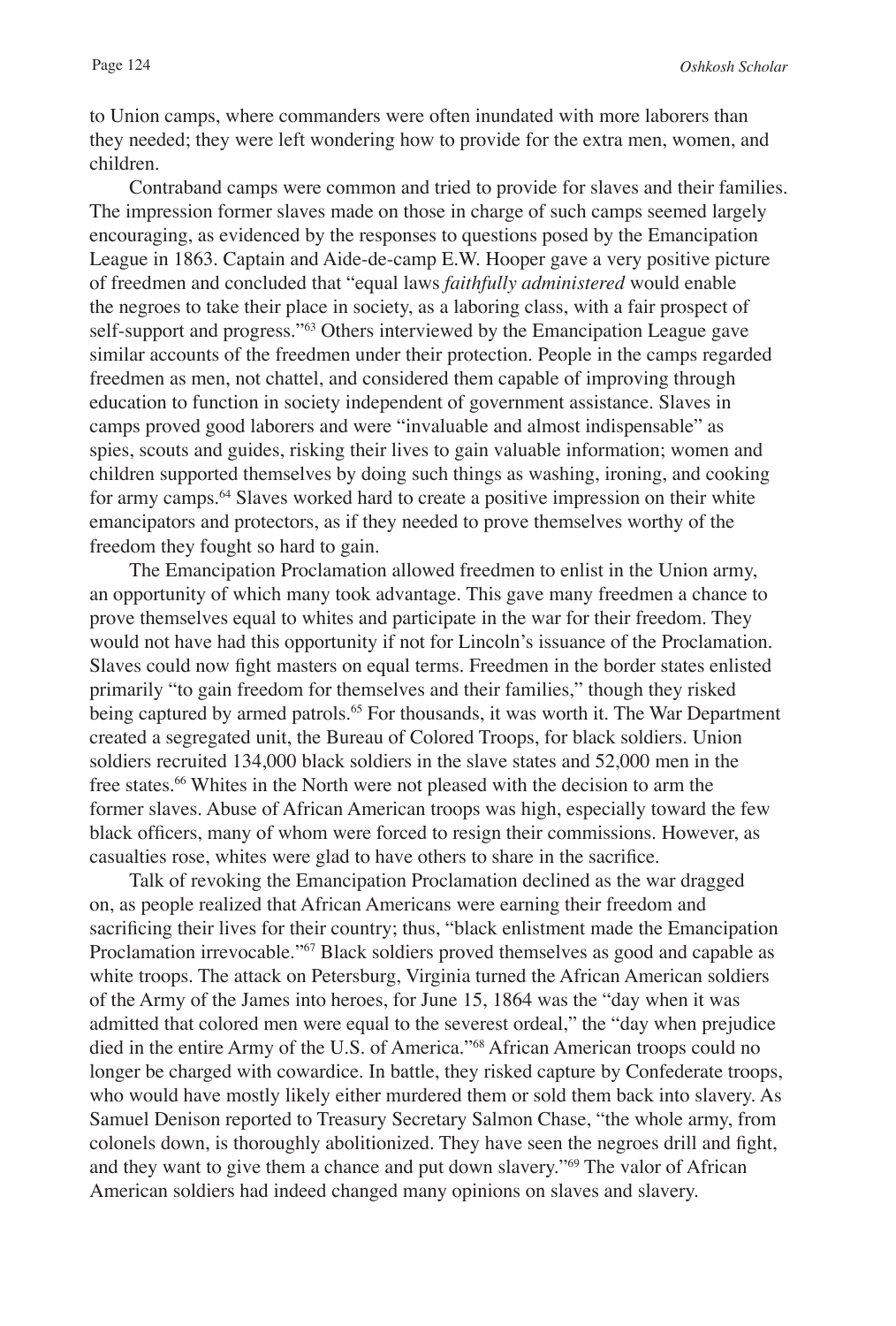to Union camps, where commanders were often inundated with more laborers than they needed; they were left wondering how to provide for the extra men, women, and children.

Contraband camps were common and tried to provide for slaves and their families. The impression former slaves made on those in charge of such camps seemed largely encouraging, as evidenced by the responses to questions posed by the Emancipation League in 1863. Captain and Aide-de-camp E.W. Hooper gave a very positive picture of freedmen and concluded that "equal laws *faithfully administered* would enable the negroes to take their place in society, as a laboring class, with a fair prospect of self-support and progress."[63] Others interviewed by the Emancipation League gave similar accounts of the freedmen under their protection. People in the camps regarded freedmen as men, not chattel, and considered them capable of improving through education to function in society independent of government assistance. Slaves in camps proved good laborers and were "invaluable and almost indispensable" as spies, scouts and guides, risking their lives to gain valuable information; women and children supported themselves by doing such things as washing, ironing, and cooking for army camps.[64] Slaves worked hard to create a positive impression on their white emancipators and protectors, as if they needed to prove themselves worthy of the freedom they fought so hard to gain.

The Emancipation Proclamation allowed freedmen to enlist in the Union army, an opportunity of which many took advantage. This gave many freedmen a chance to prove themselves equal to whites and participate in the war for their freedom. They would not have had this opportunity if not for Lincoln's issuance of the Proclamation. Slaves could now fight masters on equal terms. Freedmen in the border states enlisted primarily "to gain freedom for themselves and their families," though they risked being captured by armed patrols.[65] For thousands, it was worth it. The War Department created a segregated unit, the Bureau of Colored Troops, for black soldiers. Union soldiers recruited 134,000 black soldiers in the slave states and 52,000 men in the free states.[66] Whites in the North were not pleased with the decision to arm the former slaves. Abuse of African American troops was high, especially toward the few black officers, many of whom were forced to resign their commissions. However, as casualties rose, whites were glad to have others to share in the sacrifice.

Talk of revoking the Emancipation Proclamation declined as the war dragged on, as people realized that African Americans were earning their freedom and sacrificing their lives for their country; thus, "black enlistment made the Emancipation Proclamation irrevocable."[67] Black soldiers proved themselves as good and capable as white troops. The attack on Petersburg, Virginia turned the African American soldiers of the Army of the James into heroes, for June 15, 1864 was the "day when it was admitted that colored men were equal to the severest ordeal," the "day when prejudice died in the entire Army of the U.S. of America."[68] African American troops could no longer be charged with cowardice. In battle, they risked capture by Confederate troops, who would have mostly likely either murdered them or sold them back into slavery. As Samuel Denison reported to Treasury Secretary Salmon Chase, "the whole army, from colonels down, is thoroughly abolitionized. They have seen the negroes drill and fight, and they want to give them a chance and put down slavery."[69] The valor of African American soldiers had indeed changed many opinions on slaves and slavery.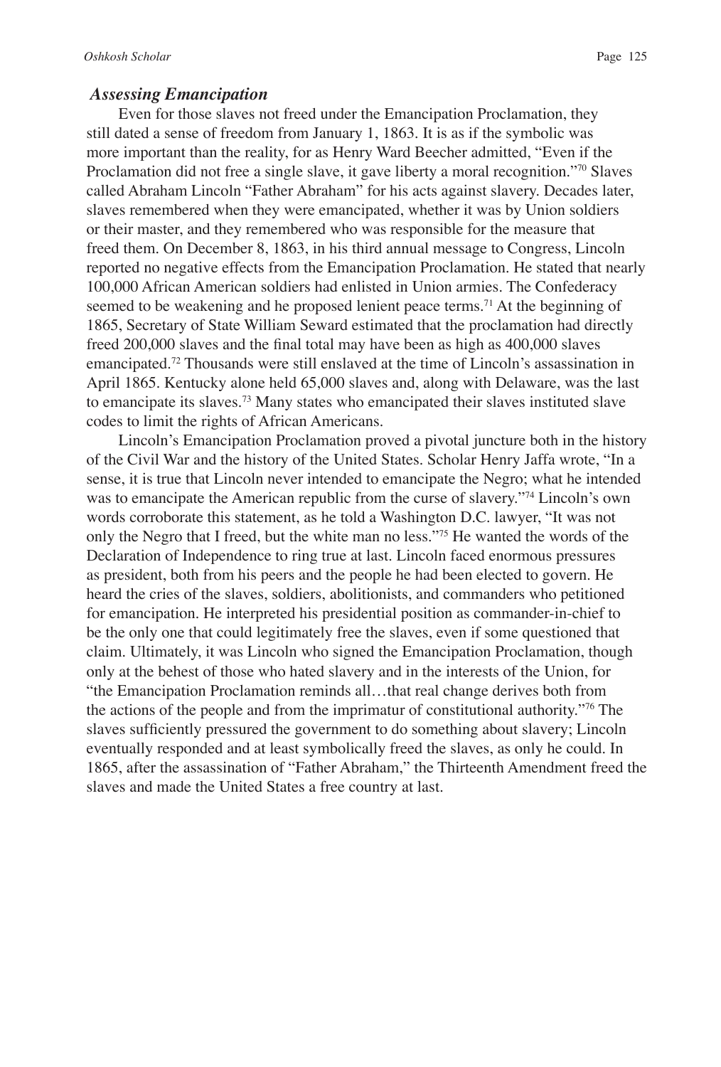### *Assessing Emancipation*

Even for those slaves not freed under the Emancipation Proclamation, they still dated a sense of freedom from January 1, 1863. It is as if the symbolic was more important than the reality, for as Henry Ward Beecher admitted, "Even if the Proclamation did not free a single slave, it gave liberty a moral recognition."[70] Slaves called Abraham Lincoln "Father Abraham" for his acts against slavery. Decades later, slaves remembered when they were emancipated, whether it was by Union soldiers or their master, and they remembered who was responsible for the measure that freed them. On December 8, 1863, in his third annual message to Congress, Lincoln reported no negative effects from the Emancipation Proclamation. He stated that nearly 100,000 African American soldiers had enlisted in Union armies. The Confederacy seemed to be weakening and he proposed lenient peace terms.[71] At the beginning of 1865, Secretary of State William Seward estimated that the proclamation had directly freed 200,000 slaves and the final total may have been as high as 400,000 slaves emancipated.[72] Thousands were still enslaved at the time of Lincoln's assassination in April 1865. Kentucky alone held 65,000 slaves and, along with Delaware, was the last to emancipate its slaves.[73] Many states who emancipated their slaves instituted slave codes to limit the rights of African Americans.

Lincoln's Emancipation Proclamation proved a pivotal juncture both in the history of the Civil War and the history of the United States. Scholar Henry Jaffa wrote, "In a sense, it is true that Lincoln never intended to emancipate the Negro; what he intended was to emancipate the American republic from the curse of slavery."[74] Lincoln's own words corroborate this statement, as he told a Washington D.C. lawyer, "It was not only the Negro that I freed, but the white man no less."[75] He wanted the words of the Declaration of Independence to ring true at last. Lincoln faced enormous pressures as president, both from his peers and the people he had been elected to govern. He heard the cries of the slaves, soldiers, abolitionists, and commanders who petitioned for emancipation. He interpreted his presidential position as commander-in-chief to be the only one that could legitimately free the slaves, even if some questioned that claim. Ultimately, it was Lincoln who signed the Emancipation Proclamation, though only at the behest of those who hated slavery and in the interests of the Union, for "the Emancipation Proclamation reminds all…that real change derives both from the actions of the people and from the imprimatur of constitutional authority."[76] The slaves sufficiently pressured the government to do something about slavery; Lincoln eventually responded and at least symbolically freed the slaves, as only he could. In 1865, after the assassination of "Father Abraham," the Thirteenth Amendment freed the slaves and made the United States a free country at last.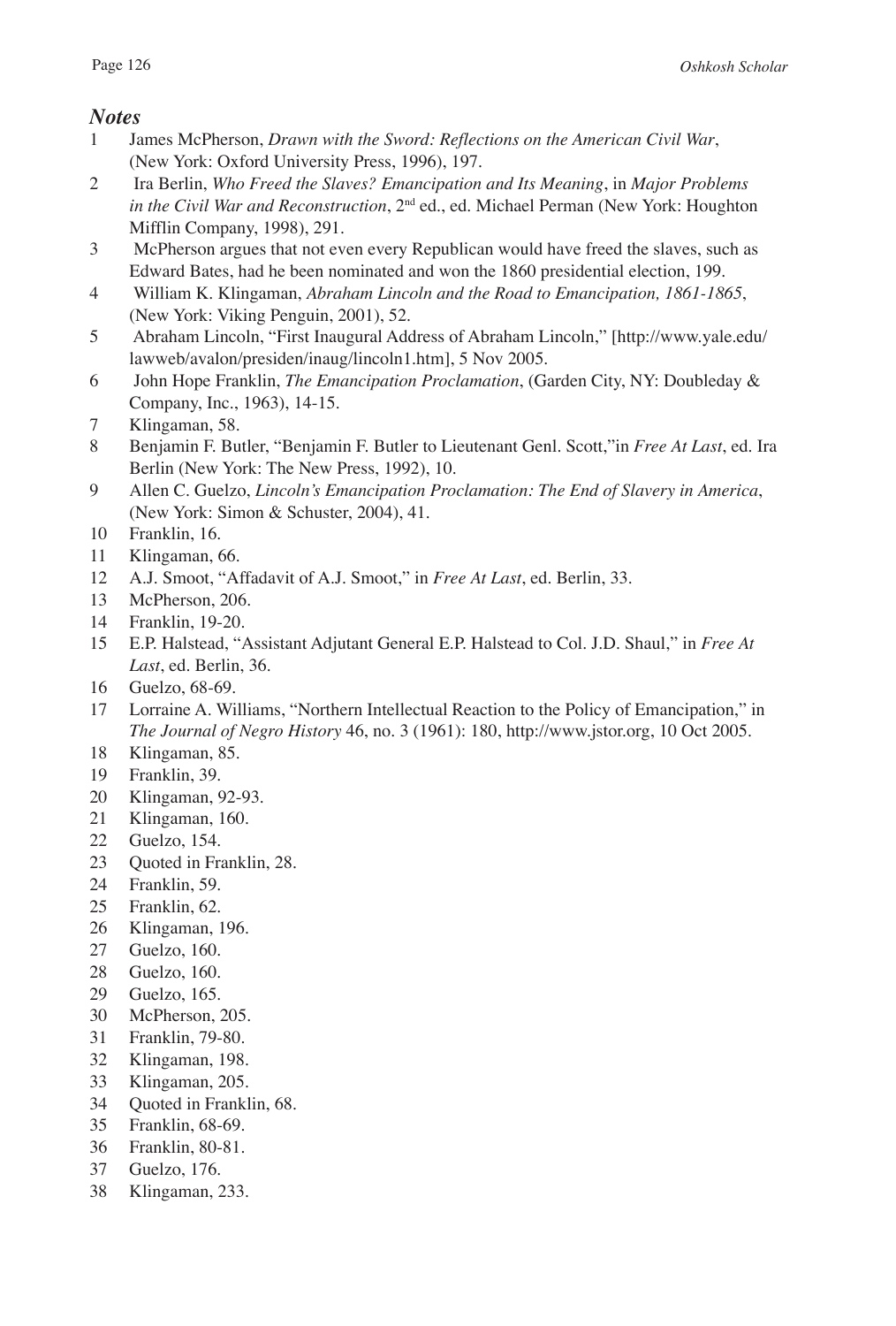## *Notes*

1. James McPherson, *Drawn with the Sword: Reflections on the American Civil War*, (New York: Oxford University Press, 1996), 197.
2. Ira Berlin, *Who Freed the Slaves? Emancipation and Its Meaning*, in *Major Problems in the Civil War and Reconstruction*, 2nd ed., ed. Michael Perman (New York: Houghton Mifflin Company, 1998), 291.
3. McPherson argues that not even every Republican would have freed the slaves, such as Edward Bates, had he been nominated and won the 1860 presidential election, 199.
4. William K. Klingaman, *Abraham Lincoln and the Road to Emancipation, 1861-1865*, (New York: Viking Penguin, 2001), 52.
5. Abraham Lincoln, "First Inaugural Address of Abraham Lincoln," [http://www.yale.edu/lawweb/avalon/presiden/inaug/lincoln1.htm], 5 Nov 2005.
6. John Hope Franklin, *The Emancipation Proclamation*, (Garden City, NY: Doubleday & Company, Inc., 1963), 14-15.
7. Klingaman, 58.
8. Benjamin F. Butler, "Benjamin F. Butler to Lieutenant Genl. Scott,"in *Free At Last*, ed. Ira Berlin (New York: The New Press, 1992), 10.
9. Allen C. Guelzo, *Lincoln's Emancipation Proclamation: The End of Slavery in America*, (New York: Simon & Schuster, 2004), 41.
10. Franklin, 16.
11. Klingaman, 66.
12. A.J. Smoot, "Affadavit of A.J. Smoot," in *Free At Last*, ed. Berlin, 33.
13. McPherson, 206.
14. Franklin, 19-20.
15. E.P. Halstead, "Assistant Adjutant General E.P. Halstead to Col. J.D. Shaul," in *Free At Last*, ed. Berlin, 36.
16. Guelzo, 68-69.
17. Lorraine A. Williams, "Northern Intellectual Reaction to the Policy of Emancipation," in *The Journal of Negro History* 46, no. 3 (1961): 180, http://www.jstor.org, 10 Oct 2005.
18. Klingaman, 85.
19. Franklin, 39.
20. Klingaman, 92-93.
21. Klingaman, 160.
22. Guelzo, 154.
23. Quoted in Franklin, 28.
24. Franklin, 59.
25. Franklin, 62.
26. Klingaman, 196.
27. Guelzo, 160.
28. Guelzo, 160.
29. Guelzo, 165.
30. McPherson, 205.
31. Franklin, 79-80.
32. Klingaman, 198.
33. Klingaman, 205.
34. Quoted in Franklin, 68.
35. Franklin, 68-69.
36. Franklin, 80-81.
37. Guelzo, 176.
38. Klingaman, 233.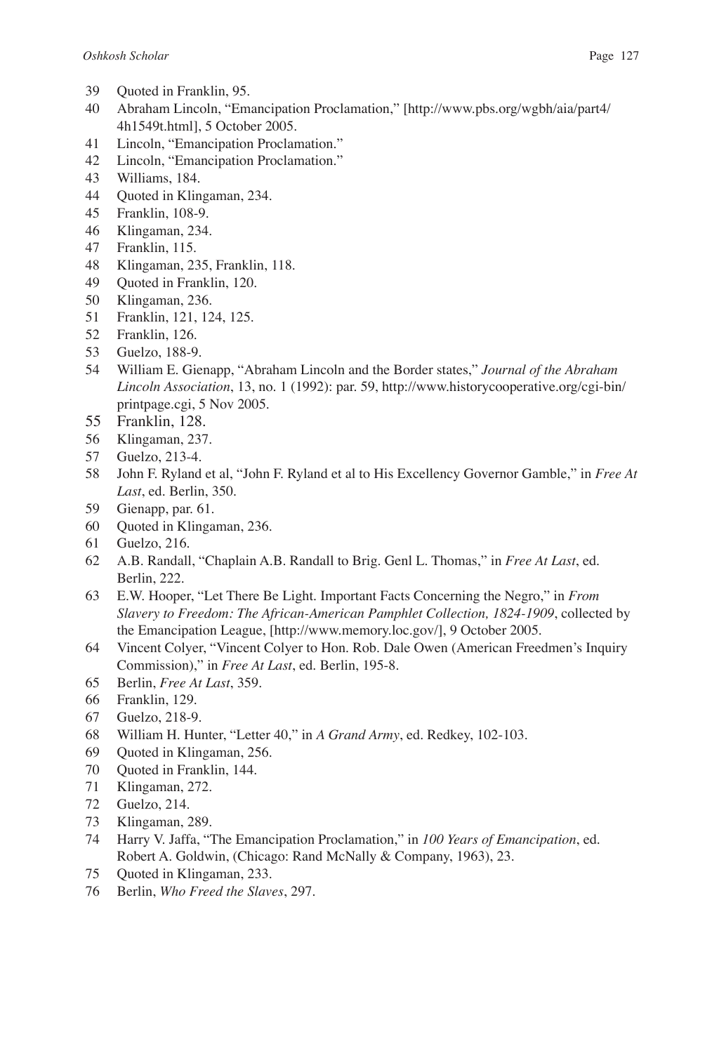39 Quoted in Franklin, 95.
40 Abraham Lincoln, "Emancipation Proclamation," [http://www.pbs.org/wgbh/aia/part4/4h1549t.html], 5 October 2005.
41 Lincoln, "Emancipation Proclamation."
42 Lincoln, "Emancipation Proclamation."
43 Williams, 184.
44 Quoted in Klingaman, 234.
45 Franklin, 108-9.
46 Klingaman, 234.
47 Franklin, 115.
48 Klingaman, 235, Franklin, 118.
49 Quoted in Franklin, 120.
50 Klingaman, 236.
51 Franklin, 121, 124, 125.
52 Franklin, 126.
53 Guelzo, 188-9.
54 William E. Gienapp, "Abraham Lincoln and the Border states," *Journal of the Abraham Lincoln Association*, 13, no. 1 (1992): par. 59, http://www.historycooperative.org/cgi-bin/printpage.cgi, 5 Nov 2005.
55 Franklin, 128.
56 Klingaman, 237.
57 Guelzo, 213-4.
58 John F. Ryland et al, "John F. Ryland et al to His Excellency Governor Gamble," in *Free At Last*, ed. Berlin, 350.
59 Gienapp, par. 61.
60 Quoted in Klingaman, 236.
61 Guelzo, 216.
62 A.B. Randall, "Chaplain A.B. Randall to Brig. Genl L. Thomas," in *Free At Last*, ed. Berlin, 222.
63 E.W. Hooper, "Let There Be Light. Important Facts Concerning the Negro," in *From Slavery to Freedom: The African-American Pamphlet Collection, 1824-1909*, collected by the Emancipation League, [http://www.memory.loc.gov/], 9 October 2005.
64 Vincent Colyer, "Vincent Colyer to Hon. Rob. Dale Owen (American Freedmen's Inquiry Commission)," in *Free At Last*, ed. Berlin, 195-8.
65 Berlin, *Free At Last*, 359.
66 Franklin, 129.
67 Guelzo, 218-9.
68 William H. Hunter, "Letter 40," in *A Grand Army*, ed. Redkey, 102-103.
69 Quoted in Klingaman, 256.
70 Quoted in Franklin, 144.
71 Klingaman, 272.
72 Guelzo, 214.
73 Klingaman, 289.
74 Harry V. Jaffa, "The Emancipation Proclamation," in *100 Years of Emancipation*, ed. Robert A. Goldwin, (Chicago: Rand McNally & Company, 1963), 23.
75 Quoted in Klingaman, 233.
76 Berlin, *Who Freed the Slaves*, 297.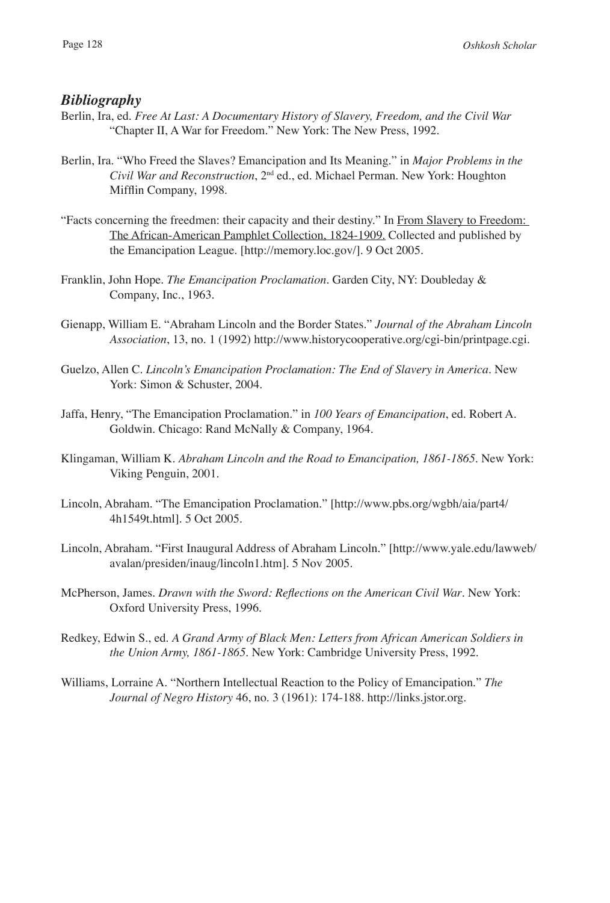## *Bibliography*

Berlin, Ira, ed. *Free At Last: A Documentary History of Slavery, Freedom, and the Civil War* "Chapter II, A War for Freedom." New York: The New Press, 1992.

Berlin, Ira. "Who Freed the Slaves? Emancipation and Its Meaning." in *Major Problems in the Civil War and Reconstruction*, 2nd ed., ed. Michael Perman. New York: Houghton Mifflin Company, 1998.

"Facts concerning the freedmen: their capacity and their destiny." In From Slavery to Freedom: The African-American Pamphlet Collection, 1824-1909. Collected and published by the Emancipation League. [http://memory.loc.gov/]. 9 Oct 2005.

Franklin, John Hope. *The Emancipation Proclamation*. Garden City, NY: Doubleday & Company, Inc., 1963.

Gienapp, William E. "Abraham Lincoln and the Border States." *Journal of the Abraham Lincoln Association*, 13, no. 1 (1992) http://www.historycooperative.org/cgi-bin/printpage.cgi.

Guelzo, Allen C. *Lincoln's Emancipation Proclamation: The End of Slavery in America*. New York: Simon & Schuster, 2004.

Jaffa, Henry, "The Emancipation Proclamation." in *100 Years of Emancipation*, ed. Robert A. Goldwin. Chicago: Rand McNally & Company, 1964.

Klingaman, William K. *Abraham Lincoln and the Road to Emancipation, 1861-1865*. New York: Viking Penguin, 2001.

Lincoln, Abraham. "The Emancipation Proclamation." [http://www.pbs.org/wgbh/aia/part4/4h1549t.html]. 5 Oct 2005.

Lincoln, Abraham. "First Inaugural Address of Abraham Lincoln." [http://www.yale.edu/lawweb/avalan/presiden/inaug/lincoln1.htm]. 5 Nov 2005.

McPherson, James. *Drawn with the Sword: Reflections on the American Civil War*. New York: Oxford University Press, 1996.

Redkey, Edwin S., ed. *A Grand Army of Black Men: Letters from African American Soldiers in the Union Army, 1861-1865*. New York: Cambridge University Press, 1992.

Williams, Lorraine A. "Northern Intellectual Reaction to the Policy of Emancipation." *The Journal of Negro History* 46, no. 3 (1961): 174-188. http://links.jstor.org.